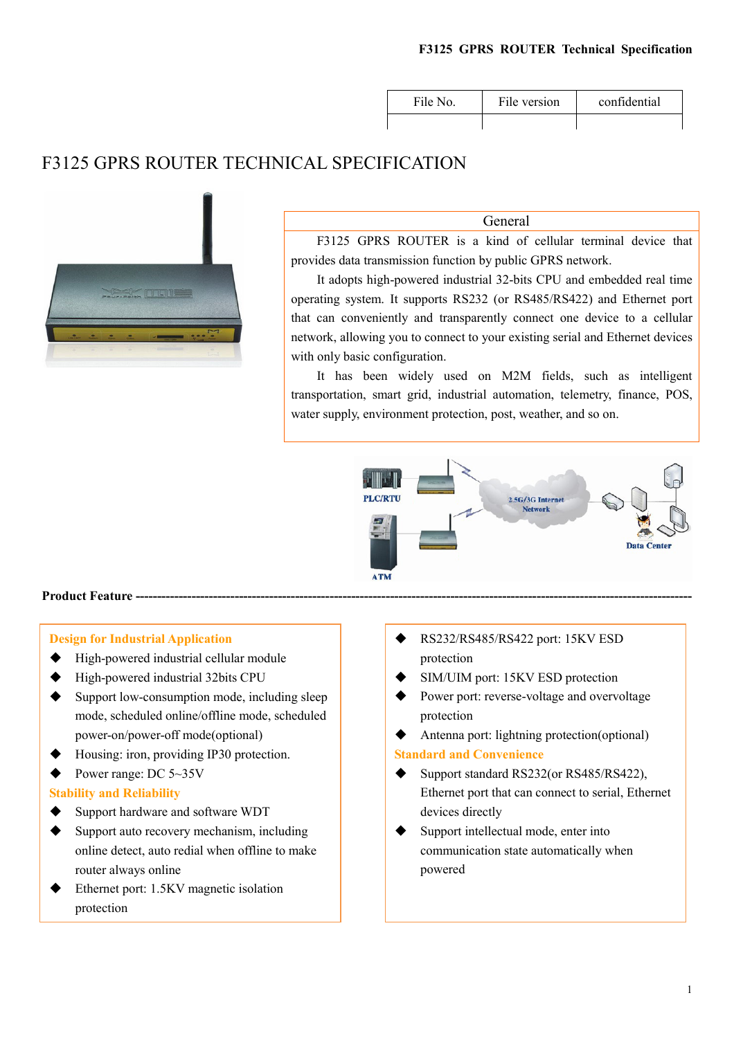| File No. | File version | confidential |
|---|---|---|
| | | |

# F3125 GPRS ROUTER TECHNICAL SPECIFICATION

## General

F3125 GPRS ROUTER is a kind of cellular terminal device that provides data transmission function by public GPRS network.

It adopts high-powered industrial 32-bits CPU and embedded real time operating system. It supports RS232 (or RS485/RS422) and Ethernet port that can conveniently and transparently connect one device to a cellular network, allowing you to connect to your existing serial and Ethernet devices with only basic configuration.

It has been widely used on M2M fields, such as intelligent transportation, smart grid, industrial automation, telemetry, finance, POS, water supply, environment protection, post, weather, and so on.

## Product Feature

**Design for Industrial Application**

- High-powered industrial cellular module
- High-powered industrial 32bits CPU
- Support low-consumption mode, including sleep mode, scheduled online/offline mode, scheduled power-on/power-off mode(optional)
- Housing: iron, providing IP30 protection.
- Power range: DC 5~35V

**Stability and Reliability**

- Support hardware and software WDT
- Support auto recovery mechanism, including online detect, auto redial when offline to make router always online
- Ethernet port: 1.5KV magnetic isolation protection
- RS232/RS485/RS422 port: 15KV ESD protection
- SIM/UIM port: 15KV ESD protection
- Power port: reverse-voltage and overvoltage protection
- Antenna port: lightning protection(optional)

**Standard and Convenience**

- Support standard RS232(or RS485/RS422), Ethernet port that can connect to serial, Ethernet devices directly
- Support intellectual mode, enter into communication state automatically when powered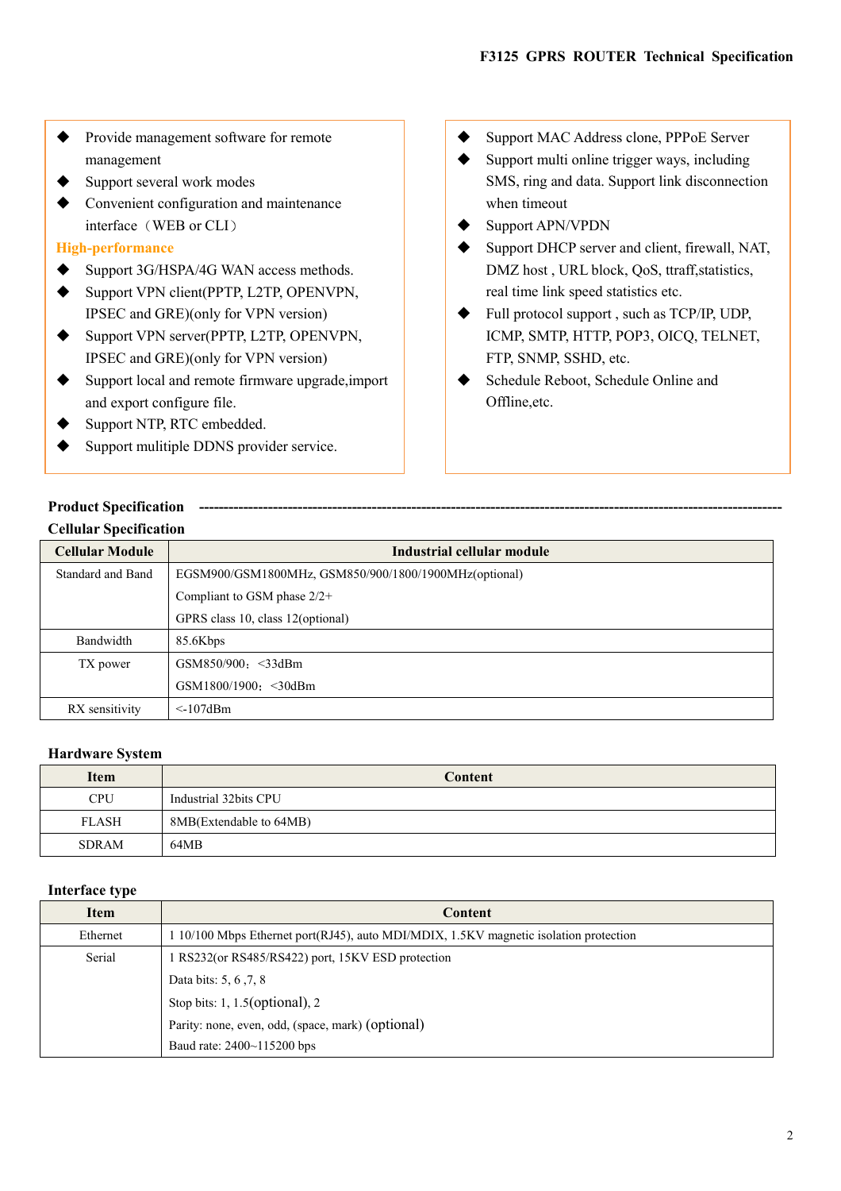- Provide management software for remote management
- Support several work modes
- Convenient configuration and maintenance interface（WEB or CLI）

**High-performance**

- Support 3G/HSPA/4G WAN access methods.
- Support VPN client(PPTP, L2TP, OPENVPN, IPSEC and GRE)(only for VPN version)
- Support VPN server(PPTP, L2TP, OPENVPN, IPSEC and GRE)(only for VPN version)
- Support local and remote firmware upgrade,import and export configure file.
- Support NTP, RTC embedded.
- Support mulitiple DDNS provider service.
- Support MAC Address clone, PPPoE Server
- Support multi online trigger ways, including SMS, ring and data. Support link disconnection when timeout
- Support APN/VPDN
- Support DHCP server and client, firewall, NAT, DMZ host , URL block, QoS, ttraff,statistics, real time link speed statistics etc.
- Full protocol support , such as TCP/IP, UDP, ICMP, SMTP, HTTP, POP3, OICQ, TELNET, FTP, SNMP, SSHD, etc.
- Schedule Reboot, Schedule Online and Offline,etc.

## Product Specification

### Cellular Specification

| Cellular Module | Industrial cellular module |
|---|---|
| Standard and Band | EGSM900/GSM1800MHz, GSM850/900/1800/1900MHz(optional)<br>Compliant to GSM phase 2/2+<br>GPRS class 10, class 12(optional) |
| Bandwidth | 85.6Kbps |
| TX power | GSM850/900：<33dBm<br>GSM1800/1900：<30dBm |
| RX sensitivity | <-107dBm |

### Hardware System

| Item | Content |
|---|---|
| CPU | Industrial 32bits CPU |
| FLASH | 8MB(Extendable to 64MB) |
| SDRAM | 64MB |

### Interface type

| Item | Content |
|---|---|
| Ethernet | 1 10/100 Mbps Ethernet port(RJ45), auto MDI/MDIX, 1.5KV magnetic isolation protection |
| Serial | 1 RS232(or RS485/RS422) port, 15KV ESD protection<br>Data bits: 5, 6 ,7, 8<br>Stop bits: 1, 1.5(optional), 2<br>Parity: none, even, odd, (space, mark) (optional)<br>Baud rate: 2400~115200 bps |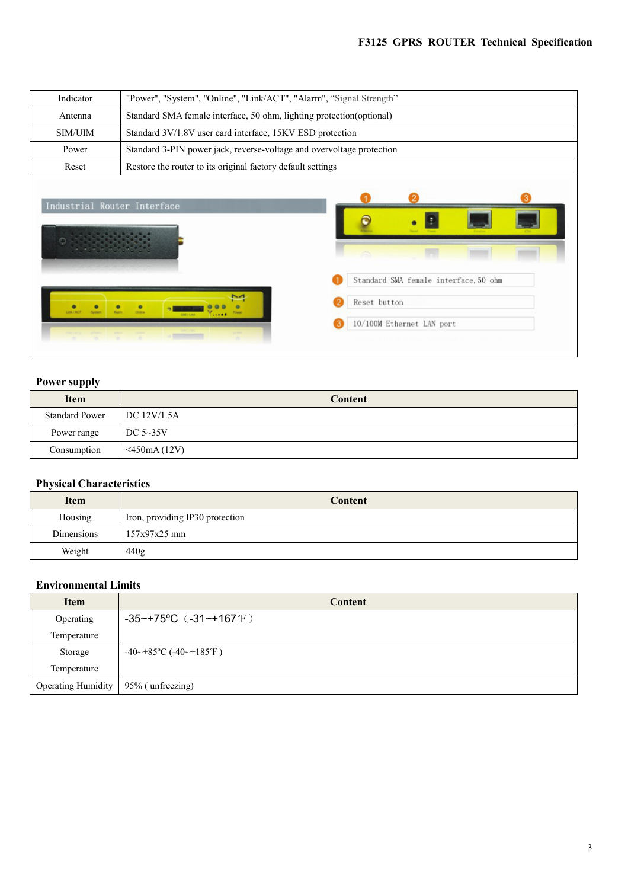| | |
|---|---|
| Indicator | "Power", "System", "Online", "Link/ACT", "Alarm", "Signal Strength" |
| Antenna | Standard SMA female interface, 50 ohm, lighting protection(optional) |
| SIM/UIM | Standard 3V/1.8V user card interface, 15KV ESD protection |
| Power | Standard 3-PIN power jack, reverse-voltage and overvoltage protection |
| Reset | Restore the router to its original factory default settings |

Industrial Router Interface

1. Standard SMA female interface, 50 ohm
2. Reset button
3. 10/100M Ethernet LAN port

## Power supply

| Item | Content |
|---|---|
| Standard Power | DC 12V/1.5A |
| Power range | DC 5~35V |
| Consumption | <450mA (12V) |

## Physical Characteristics

| Item | Content |
|---|---|
| Housing | Iron, providing IP30 protection |
| Dimensions | 157x97x25 mm |
| Weight | 440g |

## Environmental Limits

| Item | Content |
|---|---|
| Operating Temperature | -35~+75ºC（-31~+167℉） |
| Storage Temperature | -40~+85ºC (-40~+185℉) |
| Operating Humidity | 95% ( unfreezing) |